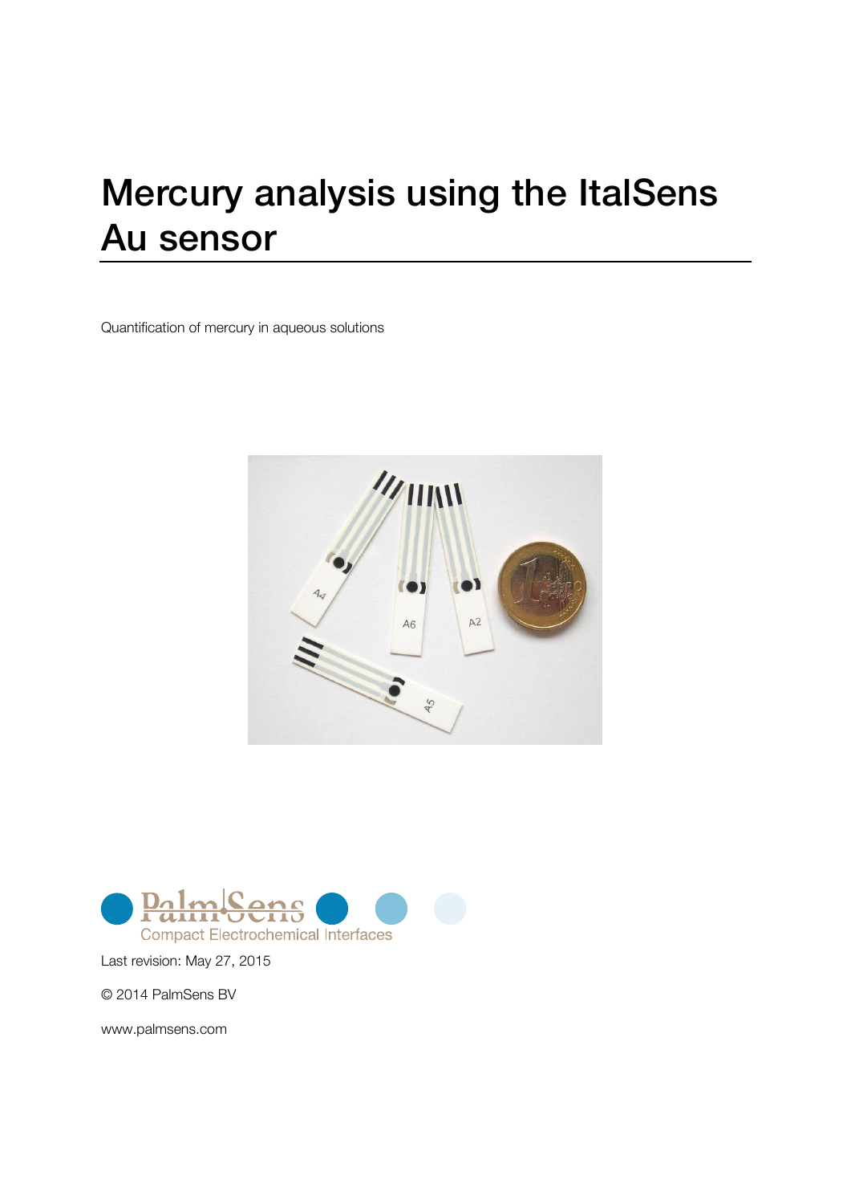# Mercury analysis using the ItalSens Au sensor

Quantification of mercury in aqueous solutions

PalmSens
Compact Electrochemical Interfaces

Last revision: May 27, 2015

© 2014 PalmSens BV

www.palmsens.com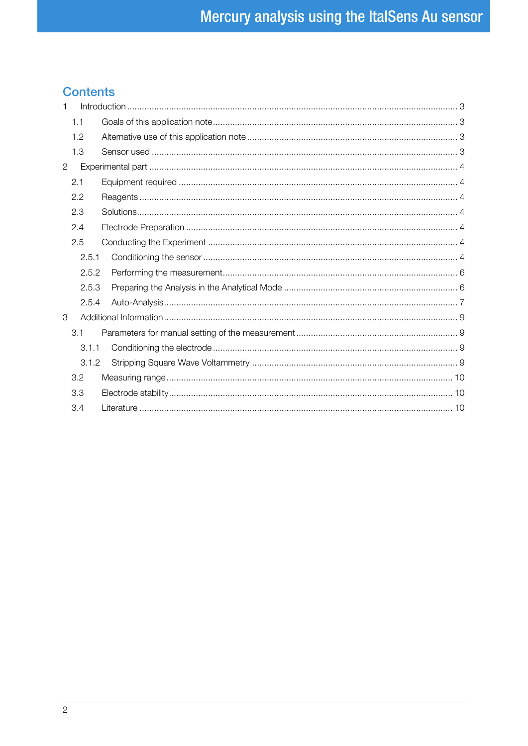## Contents

1 Introduction ..... 3
  1.1 Goals of this application note ..... 3
  1.2 Alternative use of this application note ..... 3
  1.3 Sensor used ..... 3
2 Experimental part ..... 4
  2.1 Equipment required ..... 4
  2.2 Reagents ..... 4
  2.3 Solutions ..... 4
  2.4 Electrode Preparation ..... 4
  2.5 Conducting the Experiment ..... 4
    2.5.1 Conditioning the sensor ..... 4
    2.5.2 Performing the measurement ..... 6
    2.5.3 Preparing the Analysis in the Analytical Mode ..... 6
    2.5.4 Auto-Analysis ..... 7
3 Additional Information ..... 9
  3.1 Parameters for manual setting of the measurement ..... 9
    3.1.1 Conditioning the electrode ..... 9
    3.1.2 Stripping Square Wave Voltammetry ..... 9
  3.2 Measuring range ..... 10
  3.3 Electrode stability ..... 10
  3.4 Literature ..... 10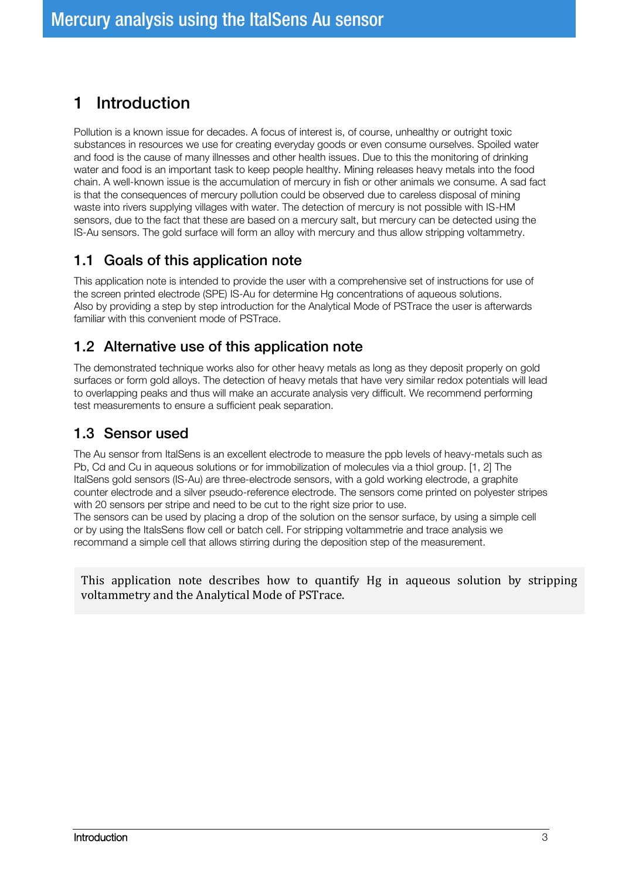# 1 Introduction

Pollution is a known issue for decades. A focus of interest is, of course, unhealthy or outright toxic substances in resources we use for creating everyday goods or even consume ourselves. Spoiled water and food is the cause of many illnesses and other health issues. Due to this the monitoring of drinking water and food is an important task to keep people healthy. Mining releases heavy metals into the food chain. A well-known issue is the accumulation of mercury in fish or other animals we consume. A sad fact is that the consequences of mercury pollution could be observed due to careless disposal of mining waste into rivers supplying villages with water. The detection of mercury is not possible with IS-HM sensors, due to the fact that these are based on a mercury salt, but mercury can be detected using the IS-Au sensors. The gold surface will form an alloy with mercury and thus allow stripping voltammetry.

## 1.1 Goals of this application note

This application note is intended to provide the user with a comprehensive set of instructions for use of the screen printed electrode (SPE) IS-Au for determine Hg concentrations of aqueous solutions. Also by providing a step by step introduction for the Analytical Mode of PSTrace the user is afterwards familiar with this convenient mode of PSTrace.

## 1.2 Alternative use of this application note

The demonstrated technique works also for other heavy metals as long as they deposit properly on gold surfaces or form gold alloys. The detection of heavy metals that have very similar redox potentials will lead to overlapping peaks and thus will make an accurate analysis very difficult. We recommend performing test measurements to ensure a sufficient peak separation.

## 1.3 Sensor used

The Au sensor from ItalSens is an excellent electrode to measure the ppb levels of heavy-metals such as Pb, Cd and Cu in aqueous solutions or for immobilization of molecules via a thiol group. [1, 2] The ItalSens gold sensors (IS-Au) are three-electrode sensors, with a gold working electrode, a graphite counter electrode and a silver pseudo-reference electrode. The sensors come printed on polyester stripes with 20 sensors per stripe and need to be cut to the right size prior to use.
The sensors can be used by placing a drop of the solution on the sensor surface, by using a simple cell or by using the ItalsSens flow cell or batch cell. For stripping voltammetrie and trace analysis we recommand a simple cell that allows stirring during the deposition step of the measurement.

This application note describes how to quantify Hg in aqueous solution by stripping voltammetry and the Analytical Mode of PSTrace.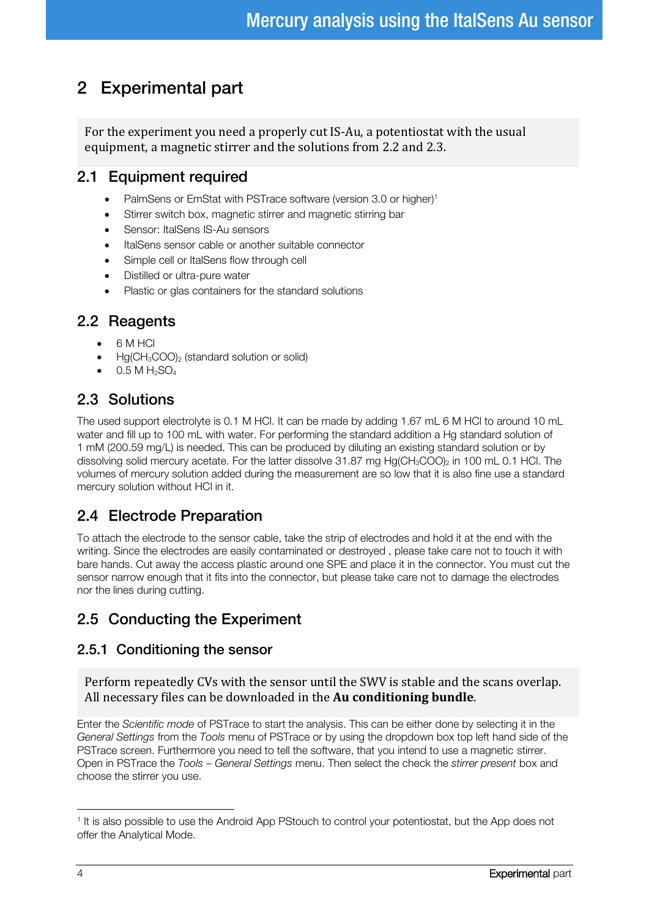# 2 Experimental part

For the experiment you need a properly cut IS-Au, a potentiostat with the usual equipment, a magnetic stirrer and the solutions from 2.2 and 2.3.

## 2.1 Equipment required

- PalmSens or EmStat with PSTrace software (version 3.0 or higher)[1]
- Stirrer switch box, magnetic stirrer and magnetic stirring bar
- Sensor: ItalSens IS-Au sensors
- ItalSens sensor cable or another suitable connector
- Simple cell or ItalSens flow through cell
- Distilled or ultra-pure water
- Plastic or glas containers for the standard solutions

## 2.2 Reagents

- 6 M HCl
- $Hg(CH_3COO)_2$ (standard solution or solid)
- 0.5 M $H_2SO_4$

## 2.3 Solutions

The used support electrolyte is 0.1 M HCl. It can be made by adding 1.67 mL 6 M HCl to around 10 mL water and fill up to 100 mL with water. For performing the standard addition a Hg standard solution of 1 mM (200.59 mg/L) is needed. This can be produced by diluting an existing standard solution or by dissolving solid mercury acetate. For the latter dissolve 31.87 mg $Hg(CH_3COO)_2$ in 100 mL 0.1 HCl. The volumes of mercury solution added during the measurement are so low that it is also fine use a standard mercury solution without HCl in it.

## 2.4 Electrode Preparation

To attach the electrode to the sensor cable, take the strip of electrodes and hold it at the end with the writing. Since the electrodes are easily contaminated or destroyed , please take care not to touch it with bare hands. Cut away the access plastic around one SPE and place it in the connector. You must cut the sensor narrow enough that it fits into the connector, but please take care not to damage the electrodes nor the lines during cutting.

## 2.5 Conducting the Experiment

### 2.5.1 Conditioning the sensor

Perform repeatedly CVs with the sensor until the SWV is stable and the scans overlap. All necessary files can be downloaded in the **Au conditioning bundle**.

Enter the *Scientific mode* of PSTrace to start the analysis. This can be either done by selecting it in the *General Settings* from the *Tools* menu of PSTrace or by using the dropdown box top left hand side of the PSTrace screen. Furthermore you need to tell the software, that you intend to use a magnetic stirrer. Open in PSTrace the *Tools – General Settings* menu. Then select the check the *stirrer present* box and choose the stirrer you use.

---

[1] It is also possible to use the Android App PStouch to control your potentiostat, but the App does not offer the Analytical Mode.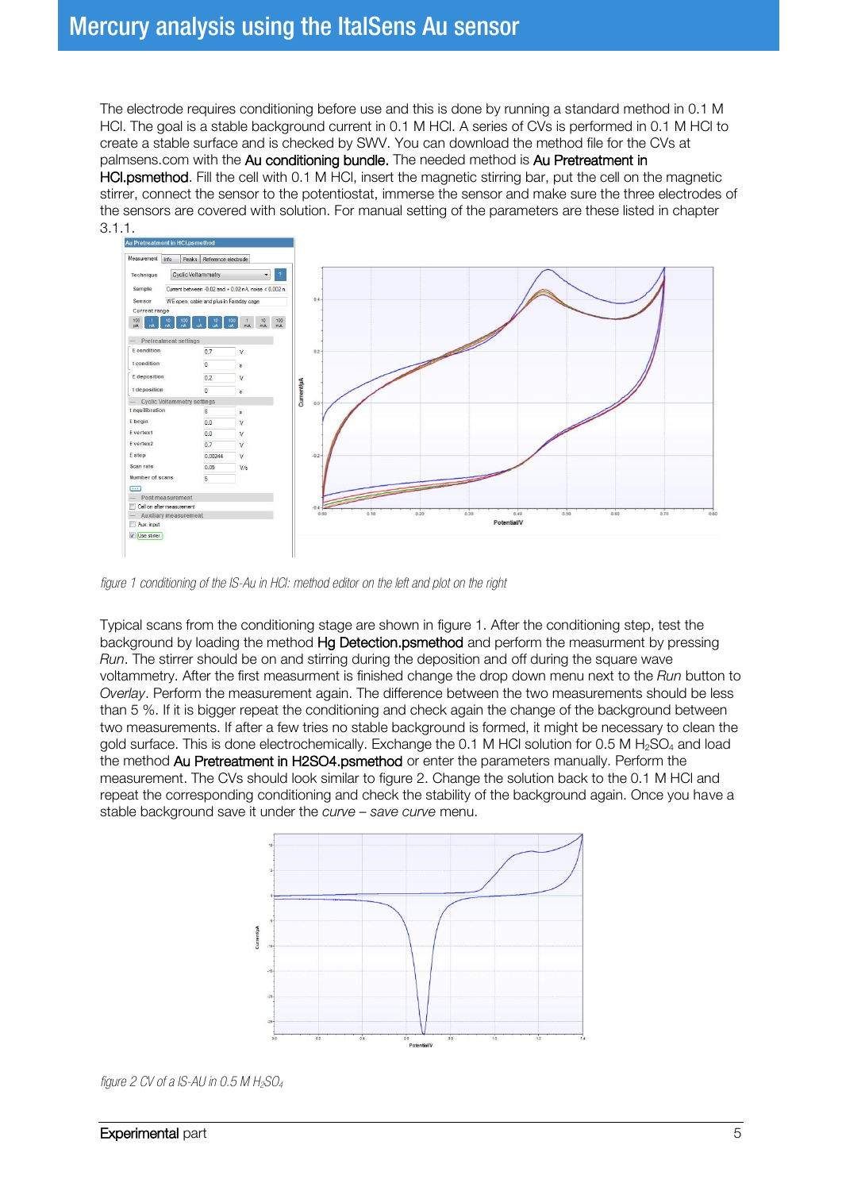# Mercury analysis using the ItalSens Au sensor

The electrode requires conditioning before use and this is done by running a standard method in 0.1 M HCl. The goal is a stable background current in 0.1 M HCl. A series of CVs is performed in 0.1 M HCl to create a stable surface and is checked by SWV. You can download the method file for the CVs at palmsens.com with the Au conditioning bundle. The needed method is Au Pretreatment in HCl.psmethod. Fill the cell with 0.1 M HCl, insert the magnetic stirring bar, put the cell on the magnetic stirrer, connect the sensor to the potentiostat, immerse the sensor and make sure the three electrodes of the sensors are covered with solution. For manual setting of the parameters are these listed in chapter 3.1.1.

*figure 1 conditioning of the IS-Au in HCl: method editor on the left and plot on the right*

Typical scans from the conditioning stage are shown in figure 1. After the conditioning step, test the background by loading the method Hg Detection.psmethod and perform the measurment by pressing *Run*. The stirrer should be on and stirring during the deposition and off during the square wave voltammetry. After the first measurment is finished change the drop down menu next to the *Run* button to *Overlay*. Perform the measurement again. The difference between the two measurements should be less than 5 %. If it is bigger repeat the conditioning and check again the change of the background between two measurements. If after a few tries no stable background is formed, it might be necessary to clean the gold surface. This is done electrochemically. Exchange the 0.1 M HCl solution for 0.5 M $H_2SO_4$ and load the method Au Pretreatment in H2SO4.psmethod or enter the parameters manually. Perform the measurement. The CVs should look similar to figure 2. Change the solution back to the 0.1 M HCl and repeat the corresponding conditioning and check the stability of the background again. Once you have a stable background save it under the *curve – save curve* menu.

*figure 2 CV of a IS-AU in 0.5 M $H_2SO_4$*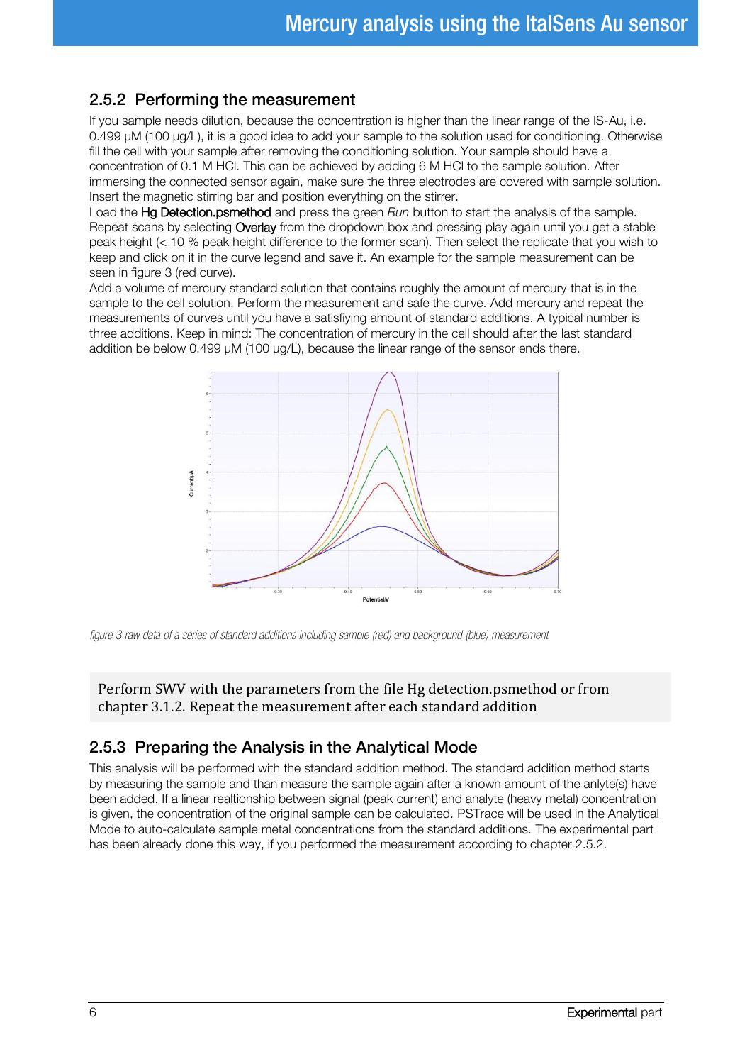## 2.5.2 Performing the measurement

If you sample needs dilution, because the concentration is higher than the linear range of the IS-Au, i.e. 0.499 µM (100 µg/L), it is a good idea to add your sample to the solution used for conditioning. Otherwise fill the cell with your sample after removing the conditioning solution. Your sample should have a concentration of 0.1 M HCl. This can be achieved by adding 6 M HCl to the sample solution. After immersing the connected sensor again, make sure the three electrodes are covered with sample solution. Insert the magnetic stirring bar and position everything on the stirrer.

Load the Hg Detection.psmethod and press the green *Run* button to start the analysis of the sample. Repeat scans by selecting Overlay from the dropdown box and pressing play again until you get a stable peak height (< 10 % peak height difference to the former scan). Then select the replicate that you wish to keep and click on it in the curve legend and save it. An example for the sample measurement can be seen in figure 3 (red curve).

Add a volume of mercury standard solution that contains roughly the amount of mercury that is in the sample to the cell solution. Perform the measurement and safe the curve. Add mercury and repeat the measurements of curves until you have a satisfiying amount of standard additions. A typical number is three additions. Keep in mind: The concentration of mercury in the cell should after the last standard addition be below 0.499 µM (100 µg/L), because the linear range of the sensor ends there.

*figure 3 raw data of a series of standard additions including sample (red) and background (blue) measurement*

> Perform SWV with the parameters from the file Hg detection.psmethod or from chapter 3.1.2. Repeat the measurement after each standard addition

## 2.5.3 Preparing the Analysis in the Analytical Mode

This analysis will be performed with the standard addition method. The standard addition method starts by measuring the sample and than measure the sample again after a known amount of the anlyte(s) have been added. If a linear realtionship between signal (peak current) and analyte (heavy metal) concentration is given, the concentration of the original sample can be calculated. PSTrace will be used in the Analytical Mode to auto-calculate sample metal concentrations from the standard additions. The experimental part has been already done this way, if you performed the measurement according to chapter 2.5.2.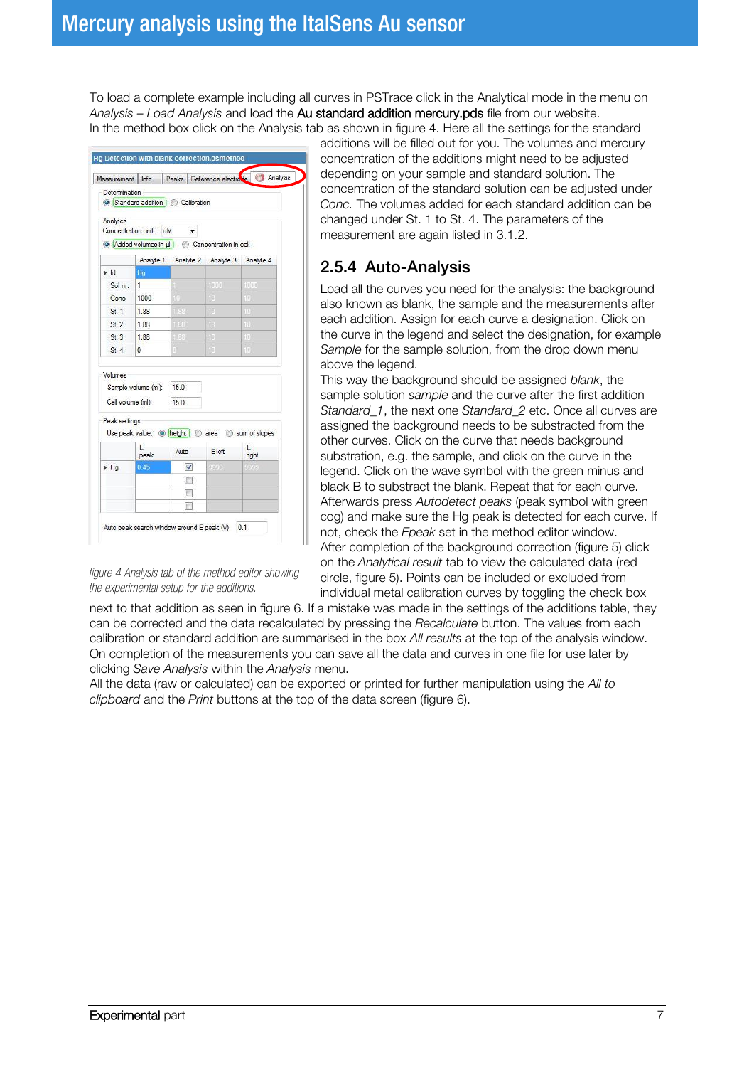To load a complete example including all curves in PSTrace click in the Analytical mode in the menu on *Analysis – Load Analysis* and load the Au standard addition mercury.pds file from our website.
In the method box click on the Analysis tab as shown in figure 4. Here all the settings for the standard additions will be filled out for you. The volumes and mercury concentration of the additions might need to be adjusted depending on your sample and standard solution. The concentration of the standard solution can be adjusted under *Conc.* The volumes added for each standard addition can be changed under St. 1 to St. 4. The parameters of the measurement are again listed in 3.1.2.

*figure 4 Analysis tab of the method editor showing the experimental setup for the additions.*

## 2.5.4 Auto-Analysis

Load all the curves you need for the analysis: the background also known as blank, the sample and the measurements after each addition. Assign for each curve a designation. Click on the curve in the legend and select the designation, for example *Sample* for the sample solution, from the drop down menu above the legend.

This way the background should be assigned *blank*, the sample solution *sample* and the curve after the first addition *Standard_1*, the next one *Standard_2* etc. Once all curves are assigned the background needs to be substracted from the other curves. Click on the curve that needs background substration, e.g. the sample, and click on the curve in the legend. Click on the wave symbol with the green minus and black B to substract the blank. Repeat that for each curve. Afterwards press *Autodetect peaks* (peak symbol with green cog) and make sure the Hg peak is detected for each curve. If not, check the *Epeak* set in the method editor window.

After completion of the background correction (figure 5) click on the *Analytical result* tab to view the calculated data (red circle, figure 5). Points can be included or excluded from individual metal calibration curves by toggling the check box next to that addition as seen in figure 6. If a mistake was made in the settings of the additions table, they can be corrected and the data recalculated by pressing the *Recalculate* button. The values from each calibration or standard addition are summarised in the box *All results* at the top of the analysis window.

On completion of the measurements you can save all the data and curves in one file for use later by clicking *Save Analysis* within the *Analysis* menu.

All the data (raw or calculated) can be exported or printed for further manipulation using the *All to clipboard* and the *Print* buttons at the top of the data screen (figure 6).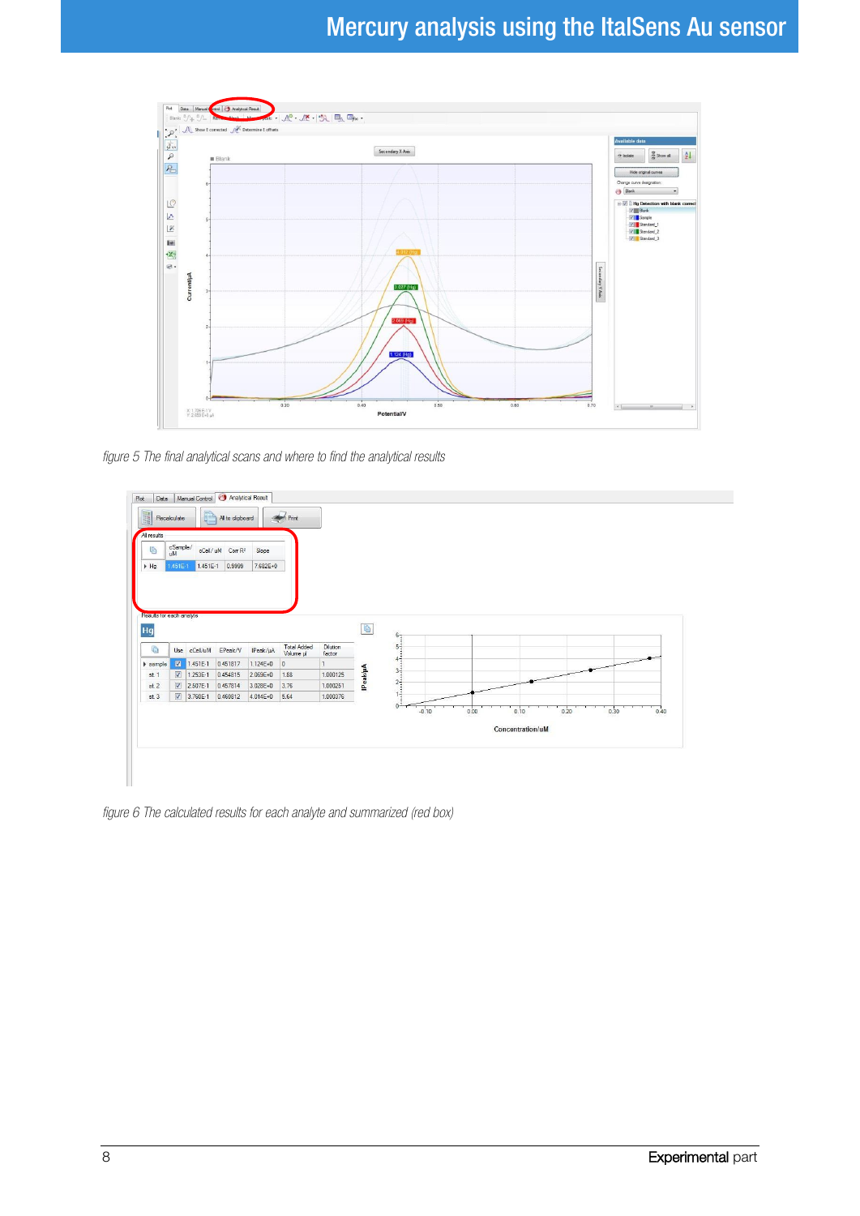figure 5 The final analytical scans and where to find the analytical results

figure 6 The calculated results for each analyte and summarized (red box)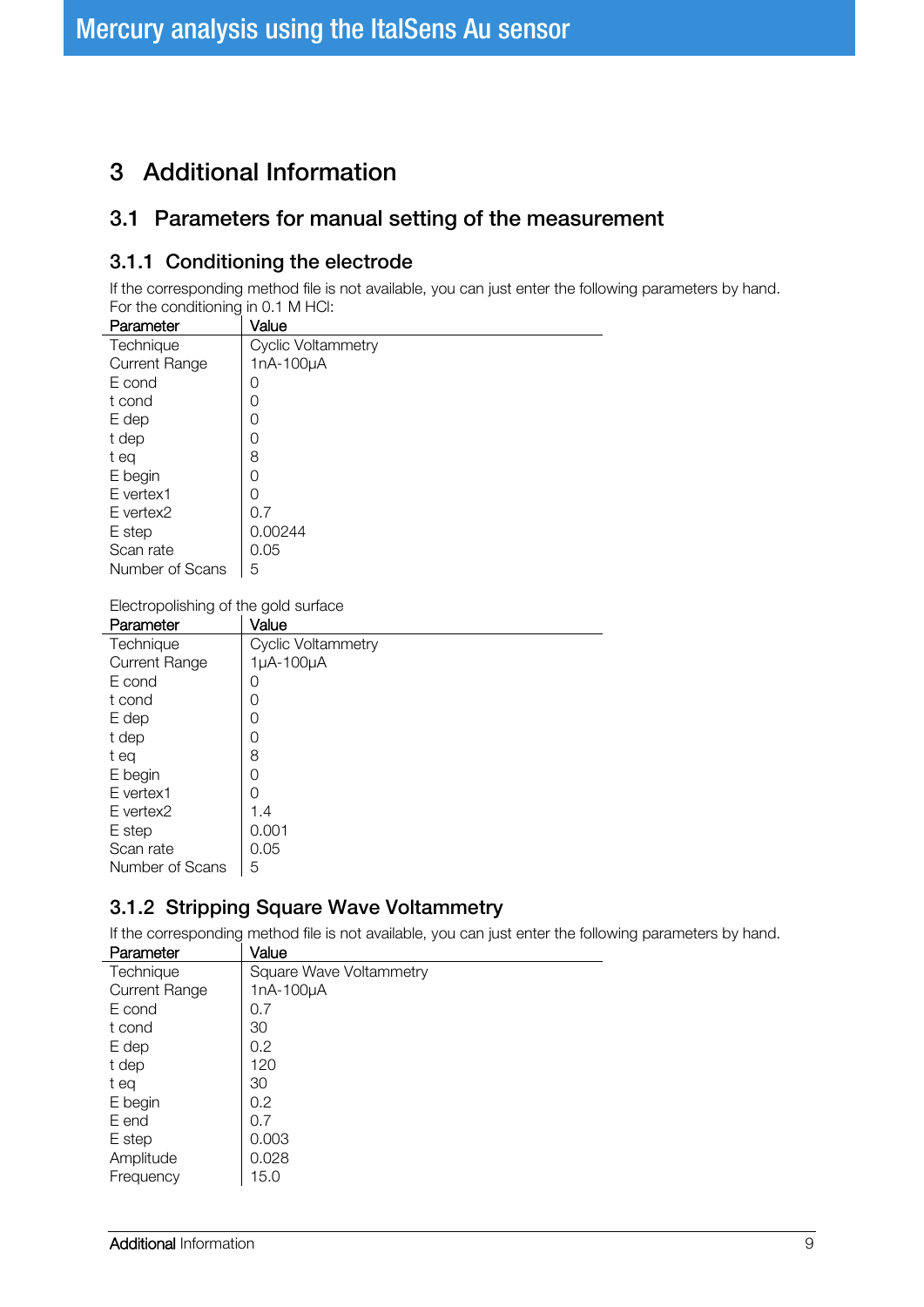# 3 Additional Information

## 3.1 Parameters for manual setting of the measurement

### 3.1.1 Conditioning the electrode

If the corresponding method file is not available, you can just enter the following parameters by hand. For the conditioning in 0.1 M HCl:

| Parameter | Value |
|---|---|
| Technique | Cyclic Voltammetry |
| Current Range | 1nA-100µA |
| E cond | 0 |
| t cond | 0 |
| E dep | 0 |
| t dep | 0 |
| t eq | 8 |
| E begin | 0 |
| E vertex1 | 0 |
| E vertex2 | 0.7 |
| E step | 0.00244 |
| Scan rate | 0.05 |
| Number of Scans | 5 |

Electropolishing of the gold surface

| Parameter | Value |
|---|---|
| Technique | Cyclic Voltammetry |
| Current Range | 1µA-100µA |
| E cond | 0 |
| t cond | 0 |
| E dep | 0 |
| t dep | 0 |
| t eq | 8 |
| E begin | 0 |
| E vertex1 | 0 |
| E vertex2 | 1.4 |
| E step | 0.001 |
| Scan rate | 0.05 |
| Number of Scans | 5 |

### 3.1.2 Stripping Square Wave Voltammetry

If the corresponding method file is not available, you can just enter the following parameters by hand.

| Parameter | Value |
|---|---|
| Technique | Square Wave Voltammetry |
| Current Range | 1nA-100µA |
| E cond | 0.7 |
| t cond | 30 |
| E dep | 0.2 |
| t dep | 120 |
| t eq | 30 |
| E begin | 0.2 |
| E end | 0.7 |
| E step | 0.003 |
| Amplitude | 0.028 |
| Frequency | 15.0 |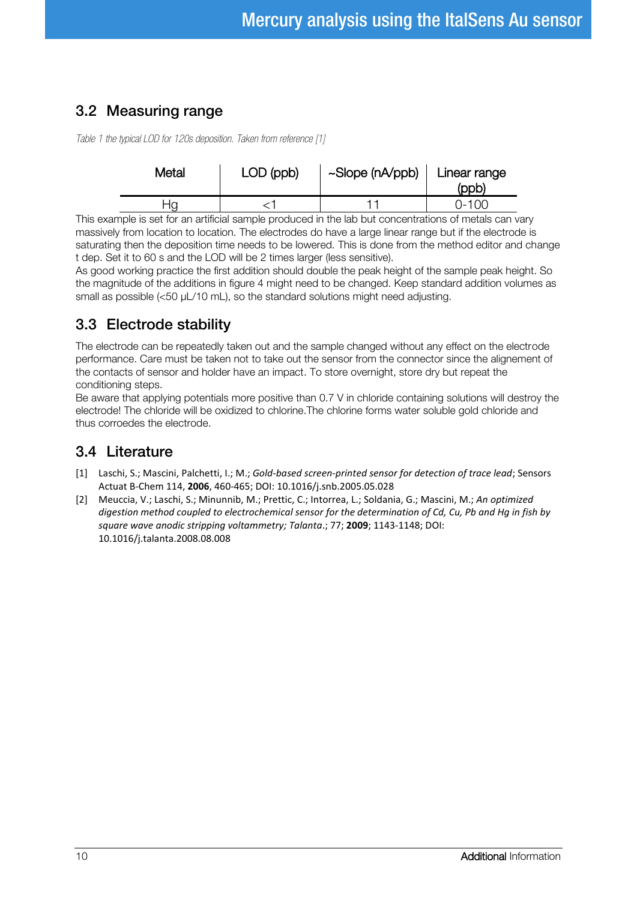## 3.2 Measuring range

*Table 1 the typical LOD for 120s deposition. Taken from reference [1]*

| Metal | LOD (ppb) | ~Slope (nA/ppb) | Linear range (ppb) |
|---|---|---|---|
| Hg | <1 | 11 | 0-100 |

This example is set for an artificial sample produced in the lab but concentrations of metals can vary massively from location to location. The electrodes do have a large linear range but if the electrode is saturating then the deposition time needs to be lowered. This is done from the method editor and change t dep. Set it to 60 s and the LOD will be 2 times larger (less sensitive).

As good working practice the first addition should double the peak height of the sample peak height. So the magnitude of the additions in figure 4 might need to be changed. Keep standard addition volumes as small as possible (<50 µL/10 mL), so the standard solutions might need adjusting.

## 3.3 Electrode stability

The electrode can be repeatedly taken out and the sample changed without any effect on the electrode performance. Care must be taken not to take out the sensor from the connector since the alignement of the contacts of sensor and holder have an impact. To store overnight, store dry but repeat the conditioning steps.

Be aware that applying potentials more positive than 0.7 V in chloride containing solutions will destroy the electrode! The chloride will be oxidized to chlorine.The chlorine forms water soluble gold chloride and thus corroedes the electrode.

## 3.4 Literature

[1] Laschi, S.; Mascini, Palchetti, I.; M.; *Gold-based screen-printed sensor for detection of trace lead*; Sensors Actuat B-Chem 114, **2006**, 460-465; DOI: 10.1016/j.snb.2005.05.028

[2] Meuccia, V.; Laschi, S.; Minunnib, M.; Prettic, C.; Intorrea, L.; Soldania, G.; Mascini, M.; *An optimized digestion method coupled to electrochemical sensor for the determination of Cd, Cu, Pb and Hg in fish by square wave anodic stripping voltammetry; Talanta*.; 77; **2009**; 1143-1148; DOI: 10.1016/j.talanta.2008.08.008